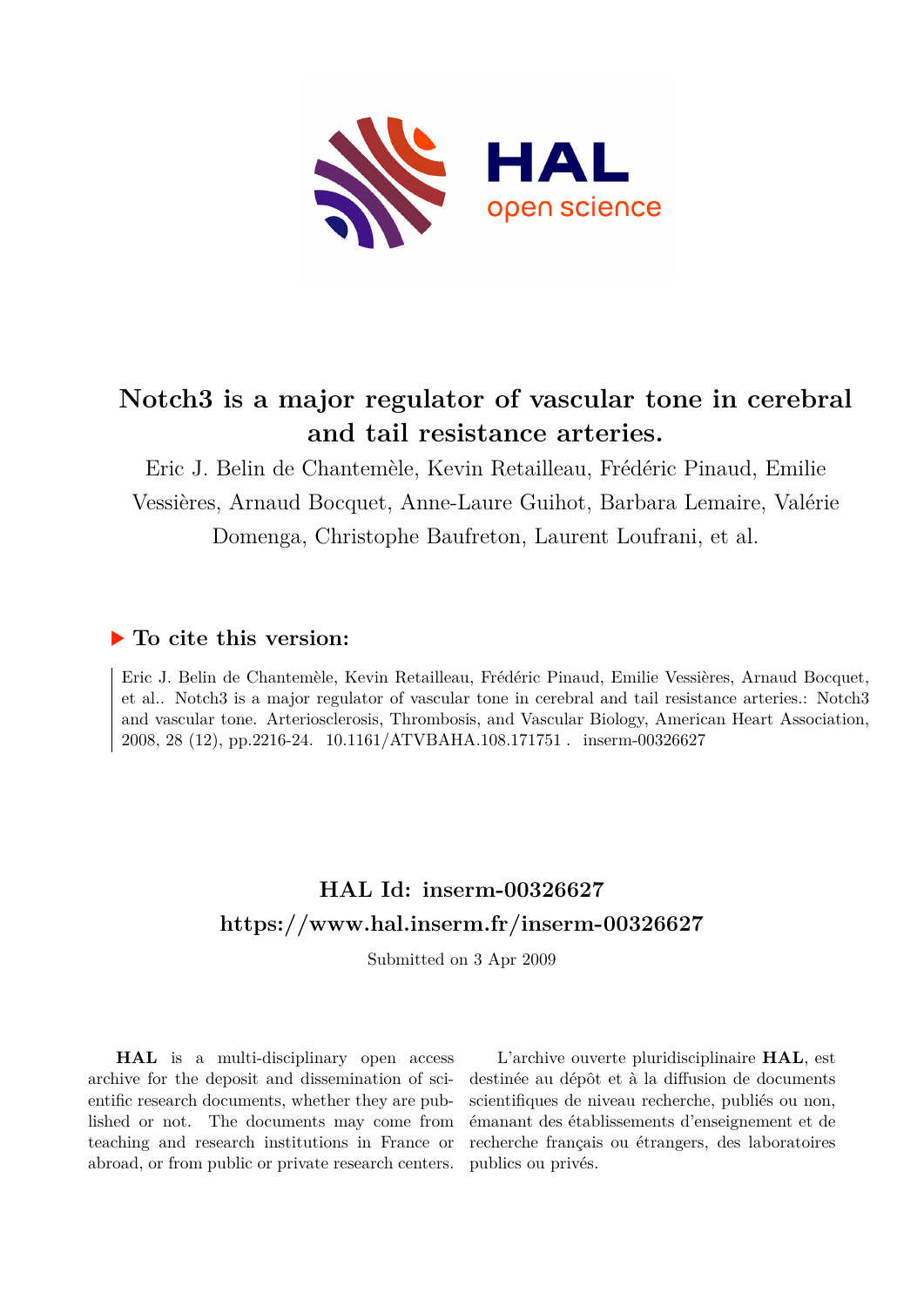# Notch3 is a major regulator of vascular tone in cerebral and tail resistance arteries.

Eric J. Belin de Chantemèle, Kevin Retailleau, Frédéric Pinaud, Emilie Vessières, Arnaud Bocquet, Anne-Laure Guihot, Barbara Lemaire, Valérie Domenga, Christophe Baufreton, Laurent Loufrani, et al.

## ▶ To cite this version:

Eric J. Belin de Chantemèle, Kevin Retailleau, Frédéric Pinaud, Emilie Vessières, Arnaud Bocquet, et al.. Notch3 is a major regulator of vascular tone in cerebral and tail resistance arteries.: Notch3 and vascular tone. Arteriosclerosis, Thrombosis, and Vascular Biology, American Heart Association, 2008, 28 (12), pp.2216-24. 10.1161/ATVBAHA.108.171751 . inserm-00326627

## HAL Id: inserm-00326627
## https://www.hal.inserm.fr/inserm-00326627

Submitted on 3 Apr 2009

**HAL** is a multi-disciplinary open access archive for the deposit and dissemination of scientific research documents, whether they are published or not. The documents may come from teaching and research institutions in France or abroad, or from public or private research centers.

L'archive ouverte pluridisciplinaire **HAL**, est destinée au dépôt et à la diffusion de documents scientifiques de niveau recherche, publiés ou non, émanant des établissements d'enseignement et de recherche français ou étrangers, des laboratoires publics ou privés.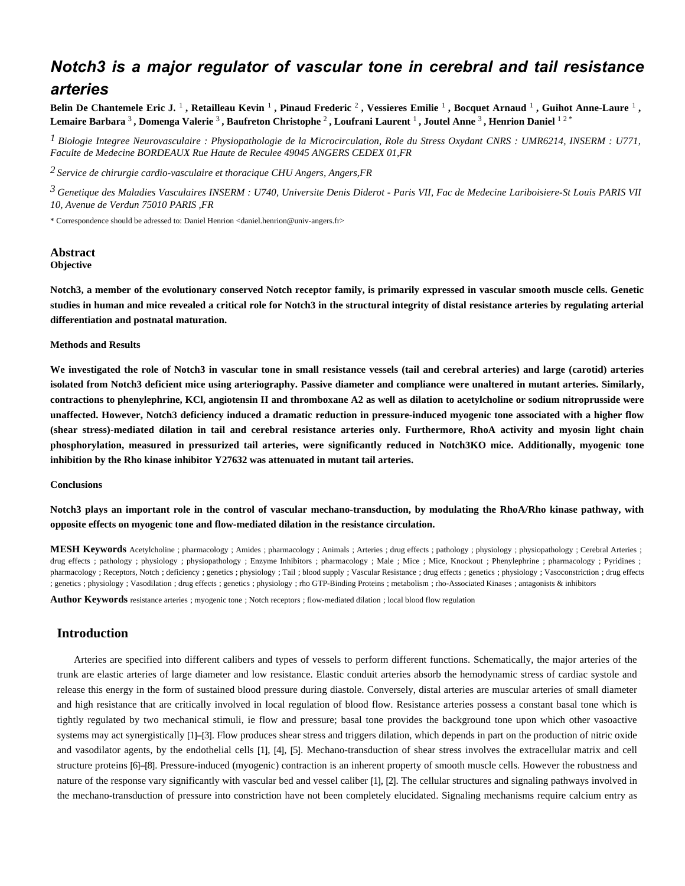# Notch3 is a major regulator of vascular tone in cerebral and tail resistance arteries

**Belin De Chantemele Eric J.** [1] **, Retailleau Kevin** [1] **, Pinaud Frederic** [2] **, Vessieres Emilie** [1] **, Bocquet Arnaud** [1] **, Guihot Anne-Laure** [1] **, Lemaire Barbara** [3] **, Domenga Valerie** [3] **, Baufreton Christophe** [2] **, Loufrani Laurent** [1] **, Joutel Anne** [3] **, Henrion Daniel** [1 2 *]

[1] *Biologie Integree Neurovasculaire : Physiopathologie de la Microcirculation, Role du Stress Oxydant CNRS : UMR6214, INSERM : U771, Faculte de Medecine BORDEAUX Rue Haute de Reculee 49045 ANGERS CEDEX 01,FR*

[2] *Service de chirurgie cardio-vasculaire et thoracique CHU Angers, Angers,FR*

[3] *Genetique des Maladies Vasculaires INSERM : U740, Universite Denis Diderot - Paris VII, Fac de Medecine Lariboisiere-St Louis PARIS VII 10, Avenue de Verdun 75010 PARIS ,FR*

\* Correspondence should be adressed to: Daniel Henrion <daniel.henrion@univ-angers.fr>

## Abstract

### Objective

**Notch3, a member of the evolutionary conserved Notch receptor family, is primarily expressed in vascular smooth muscle cells. Genetic studies in human and mice revealed a critical role for Notch3 in the structural integrity of distal resistance arteries by regulating arterial differentiation and postnatal maturation.**

### Methods and Results

**We investigated the role of Notch3 in vascular tone in small resistance vessels (tail and cerebral arteries) and large (carotid) arteries isolated from Notch3 deficient mice using arteriography. Passive diameter and compliance were unaltered in mutant arteries. Similarly, contractions to phenylephrine, KCl, angiotensin II and thromboxane A2 as well as dilation to acetylcholine or sodium nitroprusside were unaffected. However, Notch3 deficiency induced a dramatic reduction in pressure-induced myogenic tone associated with a higher flow (shear stress)-mediated dilation in tail and cerebral resistance arteries only. Furthermore, RhoA activity and myosin light chain phosphorylation, measured in pressurized tail arteries, were significantly reduced in Notch3KO mice. Additionally, myogenic tone inhibition by the Rho kinase inhibitor Y27632 was attenuated in mutant tail arteries.**

### Conclusions

**Notch3 plays an important role in the control of vascular mechano-transduction, by modulating the RhoA/Rho kinase pathway, with opposite effects on myogenic tone and flow-mediated dilation in the resistance circulation.**

**MESH Keywords** Acetylcholine ; pharmacology ; Amides ; pharmacology ; Animals ; Arteries ; drug effects ; pathology ; physiology ; physiopathology ; Cerebral Arteries ; drug effects ; pathology ; physiology ; physiopathology ; Enzyme Inhibitors ; pharmacology ; Male ; Mice ; Mice, Knockout ; Phenylephrine ; pharmacology ; Pyridines ; pharmacology ; Receptors, Notch ; deficiency ; genetics ; physiology ; Tail ; blood supply ; Vascular Resistance ; drug effects ; genetics ; physiology ; Vasoconstriction ; drug effects ; genetics ; physiology ; Vasodilation ; drug effects ; genetics ; physiology ; rho GTP-Binding Proteins ; metabolism ; rho-Associated Kinases ; antagonists & inhibitors

**Author Keywords** resistance arteries ; myogenic tone ; Notch receptors ; flow-mediated dilation ; local blood flow regulation

## Introduction

Arteries are specified into different calibers and types of vessels to perform different functions. Schematically, the major arteries of the trunk are elastic arteries of large diameter and low resistance. Elastic conduit arteries absorb the hemodynamic stress of cardiac systole and release this energy in the form of sustained blood pressure during diastole. Conversely, distal arteries are muscular arteries of small diameter and high resistance that are critically involved in local regulation of blood flow. Resistance arteries possess a constant basal tone which is tightly regulated by two mechanical stimuli, ie flow and pressure; basal tone provides the background tone upon which other vasoactive systems may act synergistically [1]–[3]. Flow produces shear stress and triggers dilation, which depends in part on the production of nitric oxide and vasodilator agents, by the endothelial cells [1], [4], [5]. Mechano-transduction of shear stress involves the extracellular matrix and cell structure proteins [6]–[8]. Pressure-induced (myogenic) contraction is an inherent property of smooth muscle cells. However the robustness and nature of the response vary significantly with vascular bed and vessel caliber [1], [2]. The cellular structures and signaling pathways involved in the mechano-transduction of pressure into constriction have not been completely elucidated. Signaling mechanisms require calcium entry as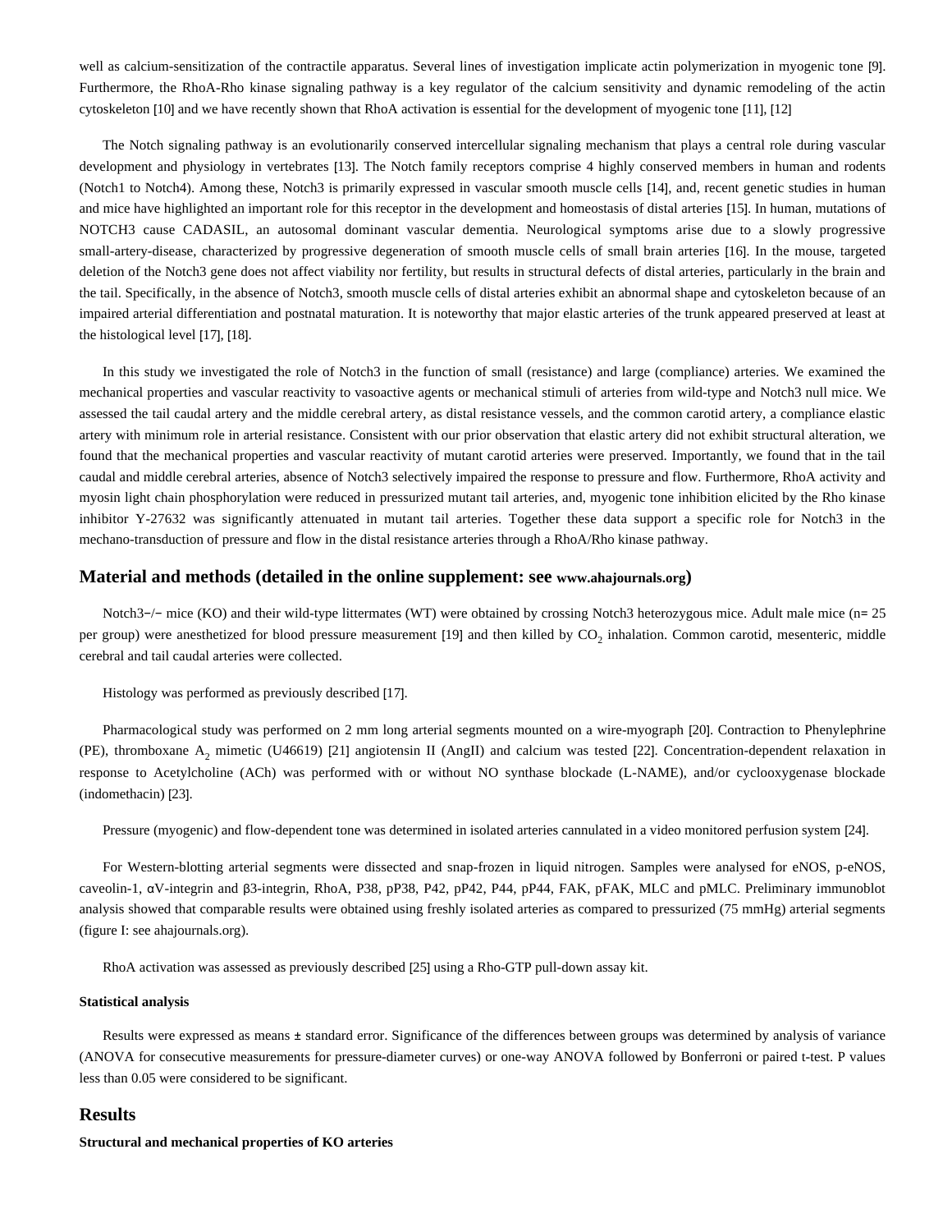well as calcium-sensitization of the contractile apparatus. Several lines of investigation implicate actin polymerization in myogenic tone [9]. Furthermore, the RhoA-Rho kinase signaling pathway is a key regulator of the calcium sensitivity and dynamic remodeling of the actin cytoskeleton [10] and we have recently shown that RhoA activation is essential for the development of myogenic tone [11], [12]

The Notch signaling pathway is an evolutionarily conserved intercellular signaling mechanism that plays a central role during vascular development and physiology in vertebrates [13]. The Notch family receptors comprise 4 highly conserved members in human and rodents (Notch1 to Notch4). Among these, Notch3 is primarily expressed in vascular smooth muscle cells [14], and, recent genetic studies in human and mice have highlighted an important role for this receptor in the development and homeostasis of distal arteries [15]. In human, mutations of NOTCH3 cause CADASIL, an autosomal dominant vascular dementia. Neurological symptoms arise due to a slowly progressive small-artery-disease, characterized by progressive degeneration of smooth muscle cells of small brain arteries [16]. In the mouse, targeted deletion of the Notch3 gene does not affect viability nor fertility, but results in structural defects of distal arteries, particularly in the brain and the tail. Specifically, in the absence of Notch3, smooth muscle cells of distal arteries exhibit an abnormal shape and cytoskeleton because of an impaired arterial differentiation and postnatal maturation. It is noteworthy that major elastic arteries of the trunk appeared preserved at least at the histological level [17], [18].

In this study we investigated the role of Notch3 in the function of small (resistance) and large (compliance) arteries. We examined the mechanical properties and vascular reactivity to vasoactive agents or mechanical stimuli of arteries from wild-type and Notch3 null mice. We assessed the tail caudal artery and the middle cerebral artery, as distal resistance vessels, and the common carotid artery, a compliance elastic artery with minimum role in arterial resistance. Consistent with our prior observation that elastic artery did not exhibit structural alteration, we found that the mechanical properties and vascular reactivity of mutant carotid arteries were preserved. Importantly, we found that in the tail caudal and middle cerebral arteries, absence of Notch3 selectively impaired the response to pressure and flow. Furthermore, RhoA activity and myosin light chain phosphorylation were reduced in pressurized mutant tail arteries, and, myogenic tone inhibition elicited by the Rho kinase inhibitor Y-27632 was significantly attenuated in mutant tail arteries. Together these data support a specific role for Notch3 in the mechano-transduction of pressure and flow in the distal resistance arteries through a RhoA/Rho kinase pathway.

## Material and methods (detailed in the online supplement: see www.ahajournals.org)

Notch3−/− mice (KO) and their wild-type littermates (WT) were obtained by crossing Notch3 heterozygous mice. Adult male mice (n= 25 per group) were anesthetized for blood pressure measurement [19] and then killed by $CO_2$ inhalation. Common carotid, mesenteric, middle cerebral and tail caudal arteries were collected.

Histology was performed as previously described [17].

Pharmacological study was performed on 2 mm long arterial segments mounted on a wire-myograph [20]. Contraction to Phenylephrine (PE), thromboxane $A_2$ mimetic (U46619) [21] angiotensin II (AngII) and calcium was tested [22]. Concentration-dependent relaxation in response to Acetylcholine (ACh) was performed with or without NO synthase blockade (L-NAME), and/or cyclooxygenase blockade (indomethacin) [23].

Pressure (myogenic) and flow-dependent tone was determined in isolated arteries cannulated in a video monitored perfusion system [24].

For Western-blotting arterial segments were dissected and snap-frozen in liquid nitrogen. Samples were analysed for eNOS, p-eNOS, caveolin-1, αV-integrin and β3-integrin, RhoA, P38, pP38, P42, pP42, P44, pP44, FAK, pFAK, MLC and pMLC. Preliminary immunoblot analysis showed that comparable results were obtained using freshly isolated arteries as compared to pressurized (75 mmHg) arterial segments (figure I: see ahajournals.org).

RhoA activation was assessed as previously described [25] using a Rho-GTP pull-down assay kit.

#### Statistical analysis

Results were expressed as means ± standard error. Significance of the differences between groups was determined by analysis of variance (ANOVA for consecutive measurements for pressure-diameter curves) or one-way ANOVA followed by Bonferroni or paired t-test. P values less than 0.05 were considered to be significant.

## Results

#### Structural and mechanical properties of KO arteries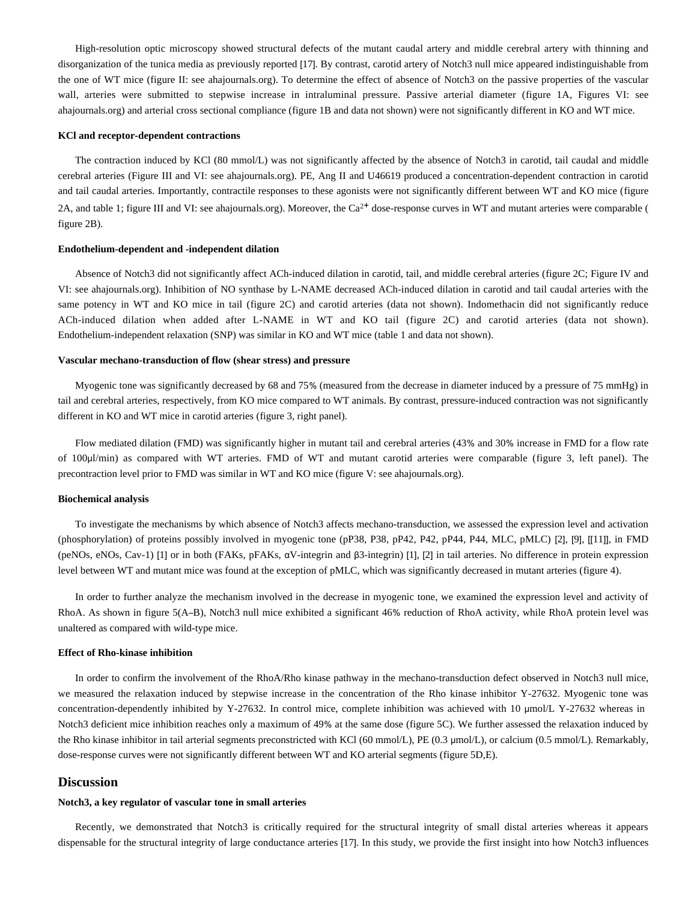High-resolution optic microscopy showed structural defects of the mutant caudal artery and middle cerebral artery with thinning and disorganization of the tunica media as previously reported [17]. By contrast, carotid artery of Notch3 null mice appeared indistinguishable from the one of WT mice (figure II: see ahajournals.org). To determine the effect of absence of Notch3 on the passive properties of the vascular wall, arteries were submitted to stepwise increase in intraluminal pressure. Passive arterial diameter (figure 1A, Figures VI: see ahajournals.org) and arterial cross sectional compliance (figure 1B and data not shown) were not significantly different in KO and WT mice.

#### KCl and receptor-dependent contractions

The contraction induced by KCl (80 mmol/L) was not significantly affected by the absence of Notch3 in carotid, tail caudal and middle cerebral arteries (Figure III and VI: see ahajournals.org). PE, Ang II and U46619 produced a concentration-dependent contraction in carotid and tail caudal arteries. Importantly, contractile responses to these agonists were not significantly different between WT and KO mice (figure 2A, and table 1; figure III and VI: see ahajournals.org). Moreover, the $Ca^{2+}$ dose-response curves in WT and mutant arteries were comparable ( figure 2B).

#### Endothelium-dependent and -independent dilation

Absence of Notch3 did not significantly affect ACh-induced dilation in carotid, tail, and middle cerebral arteries (figure 2C; Figure IV and VI: see ahajournals.org). Inhibition of NO synthase by L-NAME decreased ACh-induced dilation in carotid and tail caudal arteries with the same potency in WT and KO mice in tail (figure 2C) and carotid arteries (data not shown). Indomethacin did not significantly reduce ACh-induced dilation when added after L-NAME in WT and KO tail (figure 2C) and carotid arteries (data not shown). Endothelium-independent relaxation (SNP) was similar in KO and WT mice (table 1 and data not shown).

#### Vascular mechano-transduction of flow (shear stress) and pressure

Myogenic tone was significantly decreased by 68 and 75% (measured from the decrease in diameter induced by a pressure of 75 mmHg) in tail and cerebral arteries, respectively, from KO mice compared to WT animals. By contrast, pressure-induced contraction was not significantly different in KO and WT mice in carotid arteries (figure 3, right panel).

Flow mediated dilation (FMD) was significantly higher in mutant tail and cerebral arteries (43% and 30% increase in FMD for a flow rate of 100µl/min) as compared with WT arteries. FMD of WT and mutant carotid arteries were comparable (figure 3, left panel). The precontraction level prior to FMD was similar in WT and KO mice (figure V: see ahajournals.org).

#### Biochemical analysis

To investigate the mechanisms by which absence of Notch3 affects mechano-transduction, we assessed the expression level and activation (phosphorylation) of proteins possibly involved in myogenic tone (pP38, P38, pP42, P42, pP44, P44, MLC, pMLC) [2], [9], [[11]], in FMD (peNOs, eNOs, Cav-1) [1] or in both (FAKs, pFAKs, αV-integrin and β3-integrin) [1], [2] in tail arteries. No difference in protein expression level between WT and mutant mice was found at the exception of pMLC, which was significantly decreased in mutant arteries (figure 4).

In order to further analyze the mechanism involved in the decrease in myogenic tone, we examined the expression level and activity of RhoA. As shown in figure 5(A–B), Notch3 null mice exhibited a significant 46% reduction of RhoA activity, while RhoA protein level was unaltered as compared with wild-type mice.

#### Effect of Rho-kinase inhibition

In order to confirm the involvement of the RhoA/Rho kinase pathway in the mechano-transduction defect observed in Notch3 null mice, we measured the relaxation induced by stepwise increase in the concentration of the Rho kinase inhibitor Y-27632. Myogenic tone was concentration-dependently inhibited by Y-27632. In control mice, complete inhibition was achieved with 10 µmol/L Y-27632 whereas in Notch3 deficient mice inhibition reaches only a maximum of 49% at the same dose (figure 5C). We further assessed the relaxation induced by the Rho kinase inhibitor in tail arterial segments preconstricted with KCl (60 mmol/L), PE (0.3 µmol/L), or calcium (0.5 mmol/L). Remarkably, dose-response curves were not significantly different between WT and KO arterial segments (figure 5D,E).

## Discussion

#### Notch3, a key regulator of vascular tone in small arteries

Recently, we demonstrated that Notch3 is critically required for the structural integrity of small distal arteries whereas it appears dispensable for the structural integrity of large conductance arteries [17]. In this study, we provide the first insight into how Notch3 influences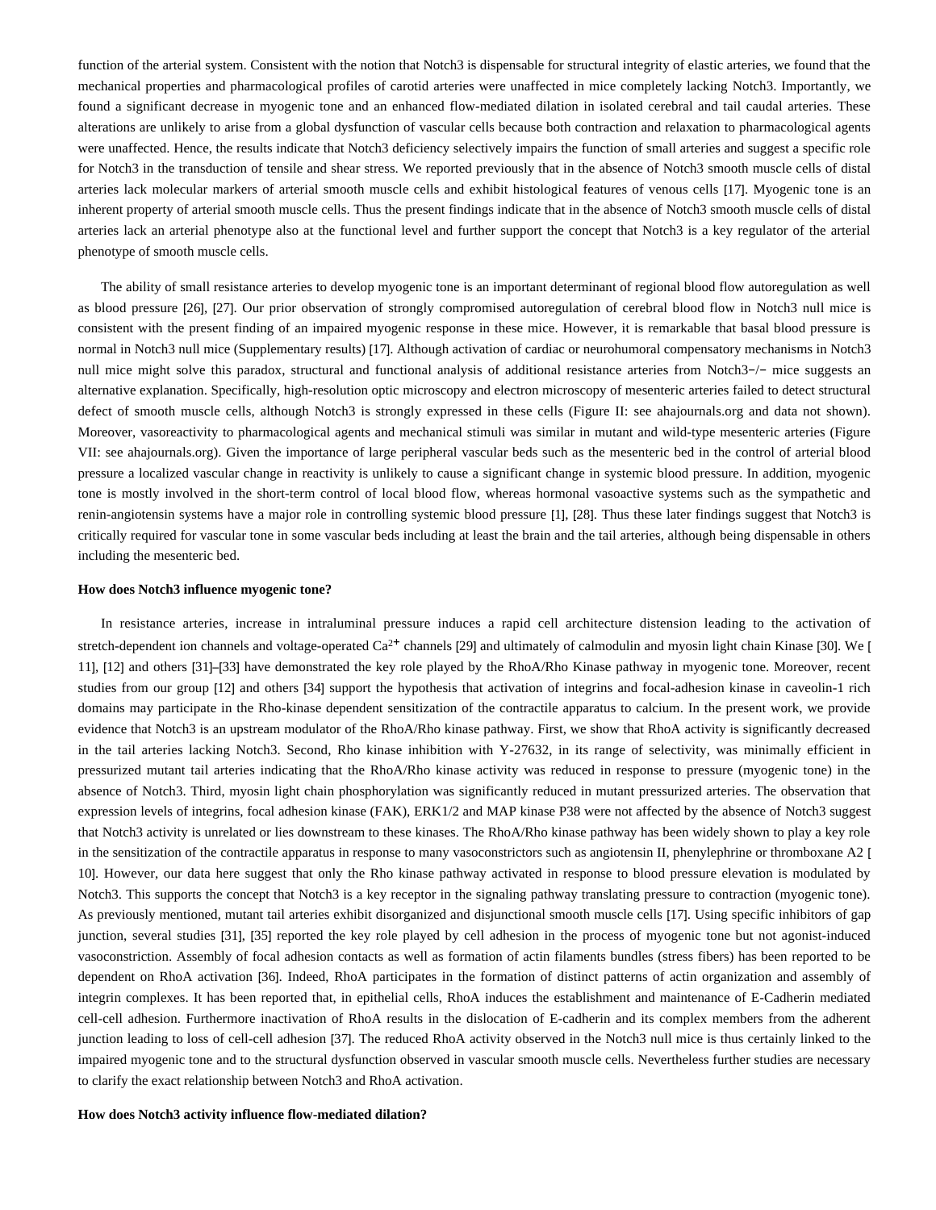function of the arterial system. Consistent with the notion that Notch3 is dispensable for structural integrity of elastic arteries, we found that the mechanical properties and pharmacological profiles of carotid arteries were unaffected in mice completely lacking Notch3. Importantly, we found a significant decrease in myogenic tone and an enhanced flow-mediated dilation in isolated cerebral and tail caudal arteries. These alterations are unlikely to arise from a global dysfunction of vascular cells because both contraction and relaxation to pharmacological agents were unaffected. Hence, the results indicate that Notch3 deficiency selectively impairs the function of small arteries and suggest a specific role for Notch3 in the transduction of tensile and shear stress. We reported previously that in the absence of Notch3 smooth muscle cells of distal arteries lack molecular markers of arterial smooth muscle cells and exhibit histological features of venous cells [17]. Myogenic tone is an inherent property of arterial smooth muscle cells. Thus the present findings indicate that in the absence of Notch3 smooth muscle cells of distal arteries lack an arterial phenotype also at the functional level and further support the concept that Notch3 is a key regulator of the arterial phenotype of smooth muscle cells.

The ability of small resistance arteries to develop myogenic tone is an important determinant of regional blood flow autoregulation as well as blood pressure [26], [27]. Our prior observation of strongly compromised autoregulation of cerebral blood flow in Notch3 null mice is consistent with the present finding of an impaired myogenic response in these mice. However, it is remarkable that basal blood pressure is normal in Notch3 null mice (Supplementary results) [17]. Although activation of cardiac or neurohumoral compensatory mechanisms in Notch3 null mice might solve this paradox, structural and functional analysis of additional resistance arteries from Notch3−/− mice suggests an alternative explanation. Specifically, high-resolution optic microscopy and electron microscopy of mesenteric arteries failed to detect structural defect of smooth muscle cells, although Notch3 is strongly expressed in these cells (Figure II: see ahajournals.org and data not shown). Moreover, vasoreactivity to pharmacological agents and mechanical stimuli was similar in mutant and wild-type mesenteric arteries (Figure VII: see ahajournals.org). Given the importance of large peripheral vascular beds such as the mesenteric bed in the control of arterial blood pressure a localized vascular change in reactivity is unlikely to cause a significant change in systemic blood pressure. In addition, myogenic tone is mostly involved in the short-term control of local blood flow, whereas hormonal vasoactive systems such as the sympathetic and renin-angiotensin systems have a major role in controlling systemic blood pressure [1], [28]. Thus these later findings suggest that Notch3 is critically required for vascular tone in some vascular beds including at least the brain and the tail arteries, although being dispensable in others including the mesenteric bed.

**How does Notch3 influence myogenic tone?**

In resistance arteries, increase in intraluminal pressure induces a rapid cell architecture distension leading to the activation of stretch-dependent ion channels and voltage-operated $Ca^{2+}$ channels [29] and ultimately of calmodulin and myosin light chain Kinase [30]. We [11], [12] and others [31]–[33] have demonstrated the key role played by the RhoA/Rho Kinase pathway in myogenic tone. Moreover, recent studies from our group [12] and others [34] support the hypothesis that activation of integrins and focal-adhesion kinase in caveolin-1 rich domains may participate in the Rho-kinase dependent sensitization of the contractile apparatus to calcium. In the present work, we provide evidence that Notch3 is an upstream modulator of the RhoA/Rho kinase pathway. First, we show that RhoA activity is significantly decreased in the tail arteries lacking Notch3. Second, Rho kinase inhibition with Y-27632, in its range of selectivity, was minimally efficient in pressurized mutant tail arteries indicating that the RhoA/Rho kinase activity was reduced in response to pressure (myogenic tone) in the absence of Notch3. Third, myosin light chain phosphorylation was significantly reduced in mutant pressurized arteries. The observation that expression levels of integrins, focal adhesion kinase (FAK), ERK1/2 and MAP kinase P38 were not affected by the absence of Notch3 suggest that Notch3 activity is unrelated or lies downstream to these kinases. The RhoA/Rho kinase pathway has been widely shown to play a key role in the sensitization of the contractile apparatus in response to many vasoconstrictors such as angiotensin II, phenylephrine or thromboxane A2 [10]. However, our data here suggest that only the Rho kinase pathway activated in response to blood pressure elevation is modulated by Notch3. This supports the concept that Notch3 is a key receptor in the signaling pathway translating pressure to contraction (myogenic tone). As previously mentioned, mutant tail arteries exhibit disorganized and disjunctional smooth muscle cells [17]. Using specific inhibitors of gap junction, several studies [31], [35] reported the key role played by cell adhesion in the process of myogenic tone but not agonist-induced vasoconstriction. Assembly of focal adhesion contacts as well as formation of actin filaments bundles (stress fibers) has been reported to be dependent on RhoA activation [36]. Indeed, RhoA participates in the formation of distinct patterns of actin organization and assembly of integrin complexes. It has been reported that, in epithelial cells, RhoA induces the establishment and maintenance of E-Cadherin mediated cell-cell adhesion. Furthermore inactivation of RhoA results in the dislocation of E-cadherin and its complex members from the adherent junction leading to loss of cell-cell adhesion [37]. The reduced RhoA activity observed in the Notch3 null mice is thus certainly linked to the impaired myogenic tone and to the structural dysfunction observed in vascular smooth muscle cells. Nevertheless further studies are necessary to clarify the exact relationship between Notch3 and RhoA activation.

**How does Notch3 activity influence flow-mediated dilation?**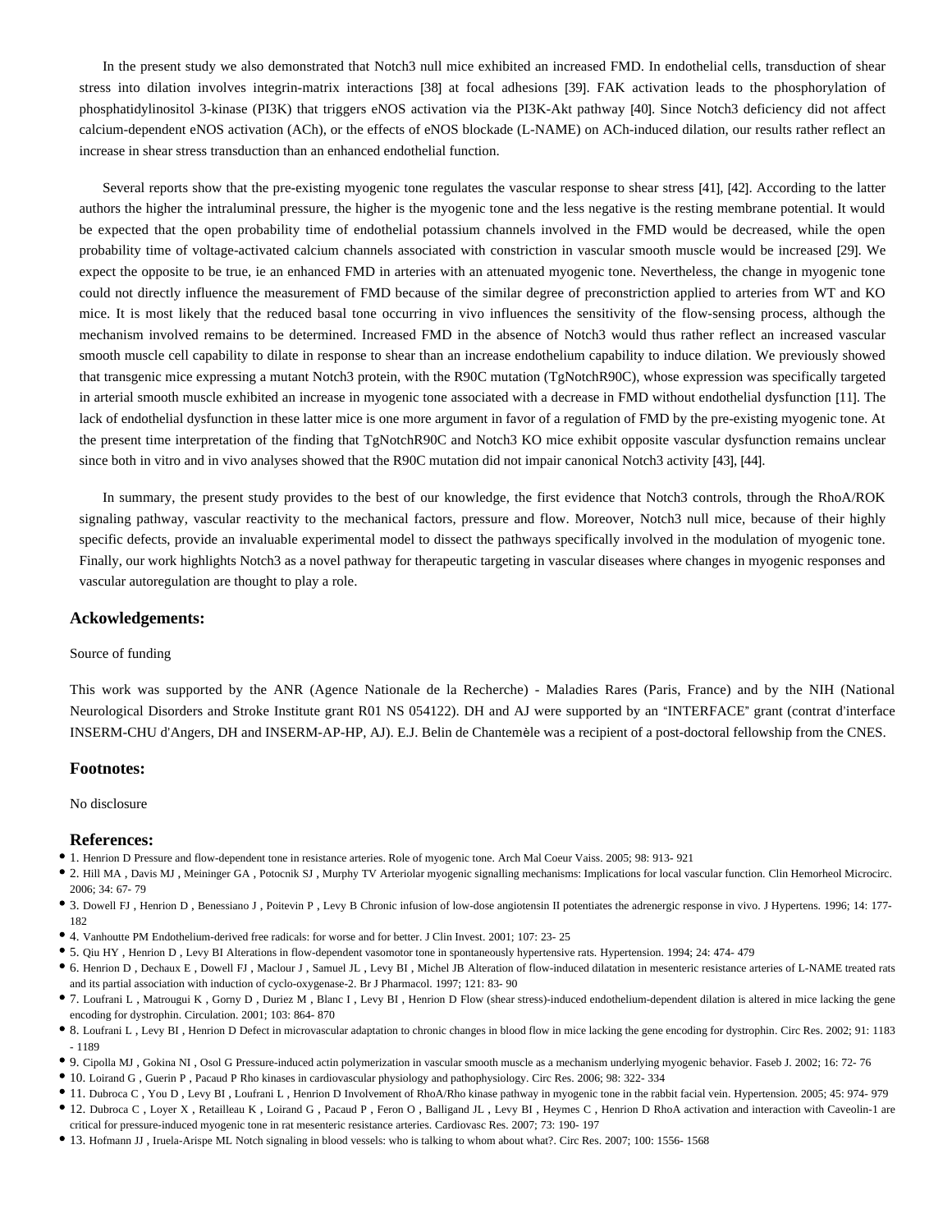In the present study we also demonstrated that Notch3 null mice exhibited an increased FMD. In endothelial cells, transduction of shear stress into dilation involves integrin-matrix interactions [38] at focal adhesions [39]. FAK activation leads to the phosphorylation of phosphatidylinositol 3-kinase (PI3K) that triggers eNOS activation via the PI3K-Akt pathway [40]. Since Notch3 deficiency did not affect calcium-dependent eNOS activation (ACh), or the effects of eNOS blockade (L-NAME) on ACh-induced dilation, our results rather reflect an increase in shear stress transduction than an enhanced endothelial function.

Several reports show that the pre-existing myogenic tone regulates the vascular response to shear stress [41], [42]. According to the latter authors the higher the intraluminal pressure, the higher is the myogenic tone and the less negative is the resting membrane potential. It would be expected that the open probability time of endothelial potassium channels involved in the FMD would be decreased, while the open probability time of voltage-activated calcium channels associated with constriction in vascular smooth muscle would be increased [29]. We expect the opposite to be true, ie an enhanced FMD in arteries with an attenuated myogenic tone. Nevertheless, the change in myogenic tone could not directly influence the measurement of FMD because of the similar degree of preconstriction applied to arteries from WT and KO mice. It is most likely that the reduced basal tone occurring in vivo influences the sensitivity of the flow-sensing process, although the mechanism involved remains to be determined. Increased FMD in the absence of Notch3 would thus rather reflect an increased vascular smooth muscle cell capability to dilate in response to shear than an increase endothelium capability to induce dilation. We previously showed that transgenic mice expressing a mutant Notch3 protein, with the R90C mutation (TgNotchR90C), whose expression was specifically targeted in arterial smooth muscle exhibited an increase in myogenic tone associated with a decrease in FMD without endothelial dysfunction [11]. The lack of endothelial dysfunction in these latter mice is one more argument in favor of a regulation of FMD by the pre-existing myogenic tone. At the present time interpretation of the finding that TgNotchR90C and Notch3 KO mice exhibit opposite vascular dysfunction remains unclear since both in vitro and in vivo analyses showed that the R90C mutation did not impair canonical Notch3 activity [43], [44].

In summary, the present study provides to the best of our knowledge, the first evidence that Notch3 controls, through the RhoA/ROK signaling pathway, vascular reactivity to the mechanical factors, pressure and flow. Moreover, Notch3 null mice, because of their highly specific defects, provide an invaluable experimental model to dissect the pathways specifically involved in the modulation of myogenic tone. Finally, our work highlights Notch3 as a novel pathway for therapeutic targeting in vascular diseases where changes in myogenic responses and vascular autoregulation are thought to play a role.

## Ackowledgements:

Source of funding

This work was supported by the ANR (Agence Nationale de la Recherche) - Maladies Rares (Paris, France) and by the NIH (National Neurological Disorders and Stroke Institute grant R01 NS 054122). DH and AJ were supported by an "INTERFACE" grant (contrat d'interface INSERM-CHU d'Angers, DH and INSERM-AP-HP, AJ). E.J. Belin de Chantemèle was a recipient of a post-doctoral fellowship from the CNES.

## Footnotes:

No disclosure

## References:

- 1. Henrion D Pressure and flow-dependent tone in resistance arteries. Role of myogenic tone. Arch Mal Coeur Vaiss. 2005; 98: 913- 921
- 2. Hill MA , Davis MJ , Meininger GA , Potocnik SJ , Murphy TV Arteriolar myogenic signalling mechanisms: Implications for local vascular function. Clin Hemorheol Microcirc. 2006; 34: 67- 79
- 3. Dowell FJ , Henrion D , Benessiano J , Poitevin P , Levy B Chronic infusion of low-dose angiotensin II potentiates the adrenergic response in vivo. J Hypertens. 1996; 14: 177- 182
- 4. Vanhoutte PM Endothelium-derived free radicals: for worse and for better. J Clin Invest. 2001; 107: 23- 25
- 5. Qiu HY , Henrion D , Levy BI Alterations in flow-dependent vasomotor tone in spontaneously hypertensive rats. Hypertension. 1994; 24: 474- 479
- 6. Henrion D , Dechaux E , Dowell FJ , Maclour J , Samuel JL , Levy BI , Michel JB Alteration of flow-induced dilatation in mesenteric resistance arteries of L-NAME treated rats and its partial association with induction of cyclo-oxygenase-2. Br J Pharmacol. 1997; 121: 83- 90
- 7. Loufrani L , Matrougui K , Gorny D , Duriez M , Blanc I , Levy BI , Henrion D Flow (shear stress)-induced endothelium-dependent dilation is altered in mice lacking the gene encoding for dystrophin. Circulation. 2001; 103: 864- 870
- 8. Loufrani L , Levy BI , Henrion D Defect in microvascular adaptation to chronic changes in blood flow in mice lacking the gene encoding for dystrophin. Circ Res. 2002; 91: 1183 - 1189
- 9. Cipolla MJ , Gokina NI , Osol G Pressure-induced actin polymerization in vascular smooth muscle as a mechanism underlying myogenic behavior. Faseb J. 2002; 16: 72- 76
- 10. Loirand G , Guerin P , Pacaud P Rho kinases in cardiovascular physiology and pathophysiology. Circ Res. 2006; 98: 322- 334
- 11. Dubroca C , You D , Levy BI , Loufrani L , Henrion D Involvement of RhoA/Rho kinase pathway in myogenic tone in the rabbit facial vein. Hypertension. 2005; 45: 974- 979
- 12. Dubroca C , Loyer X , Retailleau K , Loirand G , Pacaud P , Feron O , Balligand JL , Levy BI , Heymes C , Henrion D RhoA activation and interaction with Caveolin-1 are critical for pressure-induced myogenic tone in rat mesenteric resistance arteries. Cardiovasc Res. 2007; 73: 190- 197
- 13. Hofmann JJ , Iruela-Arispe ML Notch signaling in blood vessels: who is talking to whom about what?. Circ Res. 2007; 100: 1556- 1568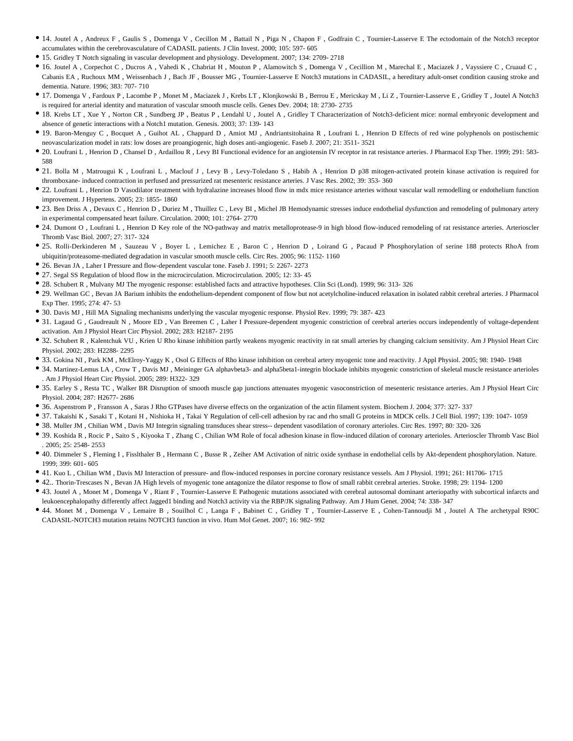- 14. Joutel A , Andreux F , Gaulis S , Domenga V , Cecillon M , Battail N , Piga N , Chapon F , Godfrain C , Tournier-Lasserve E The ectodomain of the Notch3 receptor accumulates within the cerebrovasculature of CADASIL patients. J Clin Invest. 2000; 105: 597- 605
- 15. Gridley T Notch signaling in vascular development and physiology. Development. 2007; 134: 2709- 2718
- 16. Joutel A , Corpechot C , Ducros A , Vahedi K , Chabriat H , Mouton P , Alamowitch S , Domenga V , Cecillion M , Marechal E , Maciazek J , Vayssiere C , Cruaud C , Cabanis EA , Ruchoux MM , Weissenbach J , Bach JF , Bousser MG , Tournier-Lasserve E Notch3 mutations in CADASIL, a hereditary adult-onset condition causing stroke and dementia. Nature. 1996; 383: 707- 710
- 17. Domenga V , Fardoux P , Lacombe P , Monet M , Maciazek J , Krebs LT , Klonjkowski B , Berrou E , Mericskay M , Li Z , Tournier-Lasserve E , Gridley T , Joutel A Notch3 is required for arterial identity and maturation of vascular smooth muscle cells. Genes Dev. 2004; 18: 2730- 2735
- 18. Krebs LT , Xue Y , Norton CR , Sundberg JP , Beatus P , Lendahl U , Joutel A , Gridley T Characterization of Notch3-deficient mice: normal embryonic development and absence of genetic interactions with a Notch1 mutation. Genesis. 2003; 37: 139- 143
- 19. Baron-Menguy C , Bocquet A , Guihot AL , Chappard D , Amiot MJ , Andriantsitohaina R , Loufrani L , Henrion D Effects of red wine polyphenols on postischemic neovascularization model in rats: low doses are proangiogenic, high doses anti-angiogenic. Faseb J. 2007; 21: 3511- 3521
- 20. Loufrani L , Henrion D , Chansel D , Ardaillou R , Levy BI Functional evidence for an angiotensin IV receptor in rat resistance arteries. J Pharmacol Exp Ther. 1999; 291: 583- 588
- 21. Bolla M , Matrougui K , Loufrani L , Maclouf J , Levy B , Levy-Toledano S , Habib A , Henrion D p38 mitogen-activated protein kinase activation is required for thromboxane- induced contraction in perfused and pressurized rat mesenteric resistance arteries. J Vasc Res. 2002; 39: 353- 360
- 22. Loufrani L , Henrion D Vasodilator treatment with hydralazine increases blood flow in mdx mice resistance arteries without vascular wall remodelling or endothelium function improvement. J Hypertens. 2005; 23: 1855- 1860
- 23. Ben Driss A , Devaux C , Henrion D , Duriez M , Thuillez C , Levy BI , Michel JB Hemodynamic stresses induce endothelial dysfunction and remodeling of pulmonary artery in experimental compensated heart failure. Circulation. 2000; 101: 2764- 2770
- 24. Dumont O , Loufrani L , Henrion D Key role of the NO-pathway and matrix metalloprotease-9 in high blood flow-induced remodeling of rat resistance arteries. Arterioscler Thromb Vasc Biol. 2007; 27: 317- 324
- 25. Rolli-Derkinderen M , Sauzeau V , Boyer L , Lemichez E , Baron C , Henrion D , Loirand G , Pacaud P Phosphorylation of serine 188 protects RhoA from ubiquitin/proteasome-mediated degradation in vascular smooth muscle cells. Circ Res. 2005; 96: 1152- 1160
- 26. Bevan JA , Laher I Pressure and flow-dependent vascular tone. Faseb J. 1991; 5: 2267- 2273
- 27. Segal SS Regulation of blood flow in the microcirculation. Microcirculation. 2005; 12: 33- 45
- 28. Schubert R , Mulvany MJ The myogenic response: established facts and attractive hypotheses. Clin Sci (Lond). 1999; 96: 313- 326
- 29. Wellman GC , Bevan JA Barium inhibits the endothelium-dependent component of flow but not acetylcholine-induced relaxation in isolated rabbit cerebral arteries. J Pharmacol Exp Ther. 1995; 274: 47- 53
- 30. Davis MJ , Hill MA Signaling mechanisms underlying the vascular myogenic response. Physiol Rev. 1999; 79: 387- 423
- 31. Lagaud G , Gaudreault N , Moore ED , Van Breemen C , Laher I Pressure-dependent myogenic constriction of cerebral arteries occurs independently of voltage-dependent activation. Am J Physiol Heart Circ Physiol. 2002; 283: H2187- 2195
- 32. Schubert R , Kalentchuk VU , Krien U Rho kinase inhibition partly weakens myogenic reactivity in rat small arteries by changing calcium sensitivity. Am J Physiol Heart Circ Physiol. 2002; 283: H2288- 2295
- 33. Gokina NI , Park KM , McElroy-Yaggy K , Osol G Effects of Rho kinase inhibition on cerebral artery myogenic tone and reactivity. J Appl Physiol. 2005; 98: 1940- 1948
- 34. Martinez-Lemus LA , Crow T , Davis MJ , Meininger GA alphavbeta3- and alpha5beta1-integrin blockade inhibits myogenic constriction of skeletal muscle resistance arterioles . Am J Physiol Heart Circ Physiol. 2005; 289: H322- 329
- 35. Earley S , Resta TC , Walker BR Disruption of smooth muscle gap junctions attenuates myogenic vasoconstriction of mesenteric resistance arteries. Am J Physiol Heart Circ Physiol. 2004; 287: H2677- 2686
- 36. Aspenstrom P , Fransson A , Saras J Rho GTPases have diverse effects on the organization of the actin filament system. Biochem J. 2004; 377: 327- 337
- 37. Takaishi K , Sasaki T , Kotani H , Nishioka H , Takai Y Regulation of cell-cell adhesion by rac and rho small G proteins in MDCK cells. J Cell Biol. 1997; 139: 1047- 1059
- 38. Muller JM , Chilian WM , Davis MJ Integrin signaling transduces shear stress-- dependent vasodilation of coronary arterioles. Circ Res. 1997; 80: 320- 326
- 39. Koshida R , Rocic P , Saito S , Kiyooka T , Zhang C , Chilian WM Role of focal adhesion kinase in flow-induced dilation of coronary arterioles. Arterioscler Thromb Vasc Biol . 2005; 25: 2548- 2553
- 40. Dimmeler S , Fleming I , Fisslthaler B , Hermann C , Busse R , Zeiher AM Activation of nitric oxide synthase in endothelial cells by Akt-dependent phosphorylation. Nature. 1999; 399: 601- 605
- 41. Kuo L , Chilian WM , Davis MJ Interaction of pressure- and flow-induced responses in porcine coronary resistance vessels. Am J Physiol. 1991; 261: H1706- 1715
- 42.. Thorin-Trescases N , Bevan JA High levels of myogenic tone antagonize the dilator response to flow of small rabbit cerebral arteries. Stroke. 1998; 29: 1194- 1200
- 43. Joutel A , Monet M , Domenga V , Riant F , Tournier-Lasserve E Pathogenic mutations associated with cerebral autosomal dominant arteriopathy with subcortical infarcts and leukoencephalopathy differently affect Jagged1 binding and Notch3 activity via the RBP/JK signaling Pathway. Am J Hum Genet. 2004; 74: 338- 347
- 44. Monet M , Domenga V , Lemaire B , Souilhol C , Langa F , Babinet C , Gridley T , Tournier-Lasserve E , Cohen-Tannoudji M , Joutel A The archetypal R90C CADASIL-NOTCH3 mutation retains NOTCH3 function in vivo. Hum Mol Genet. 2007; 16: 982- 992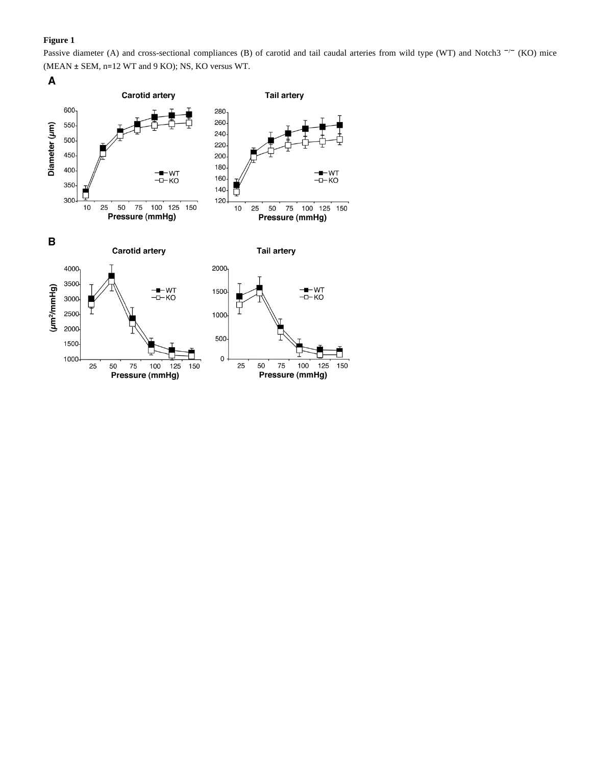**Figure 1**

Passive diameter (A) and cross-sectional compliances (B) of carotid and tail caudal arteries from wild type (WT) and Notch3 $^{-/-}$ (KO) mice (MEAN ± SEM, n=12 WT and 9 KO); NS, KO versus WT.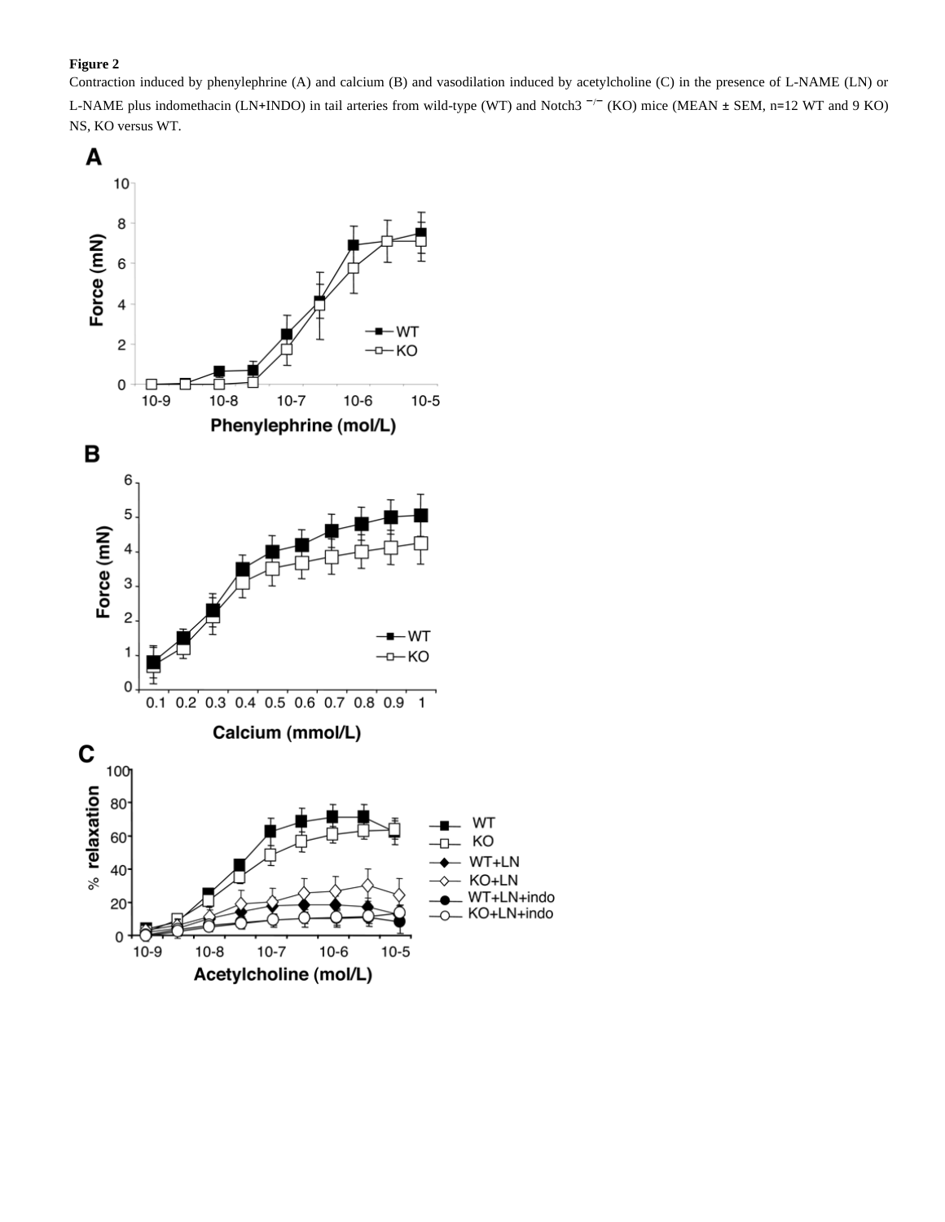**Figure 2**

Contraction induced by phenylephrine (A) and calcium (B) and vasodilation induced by acetylcholine (C) in the presence of L-NAME (LN) or L-NAME plus indomethacin (LN+INDO) in tail arteries from wild-type (WT) and Notch3 $^{-/-}$ (KO) mice (MEAN ± SEM, n=12 WT and 9 KO) NS, KO versus WT.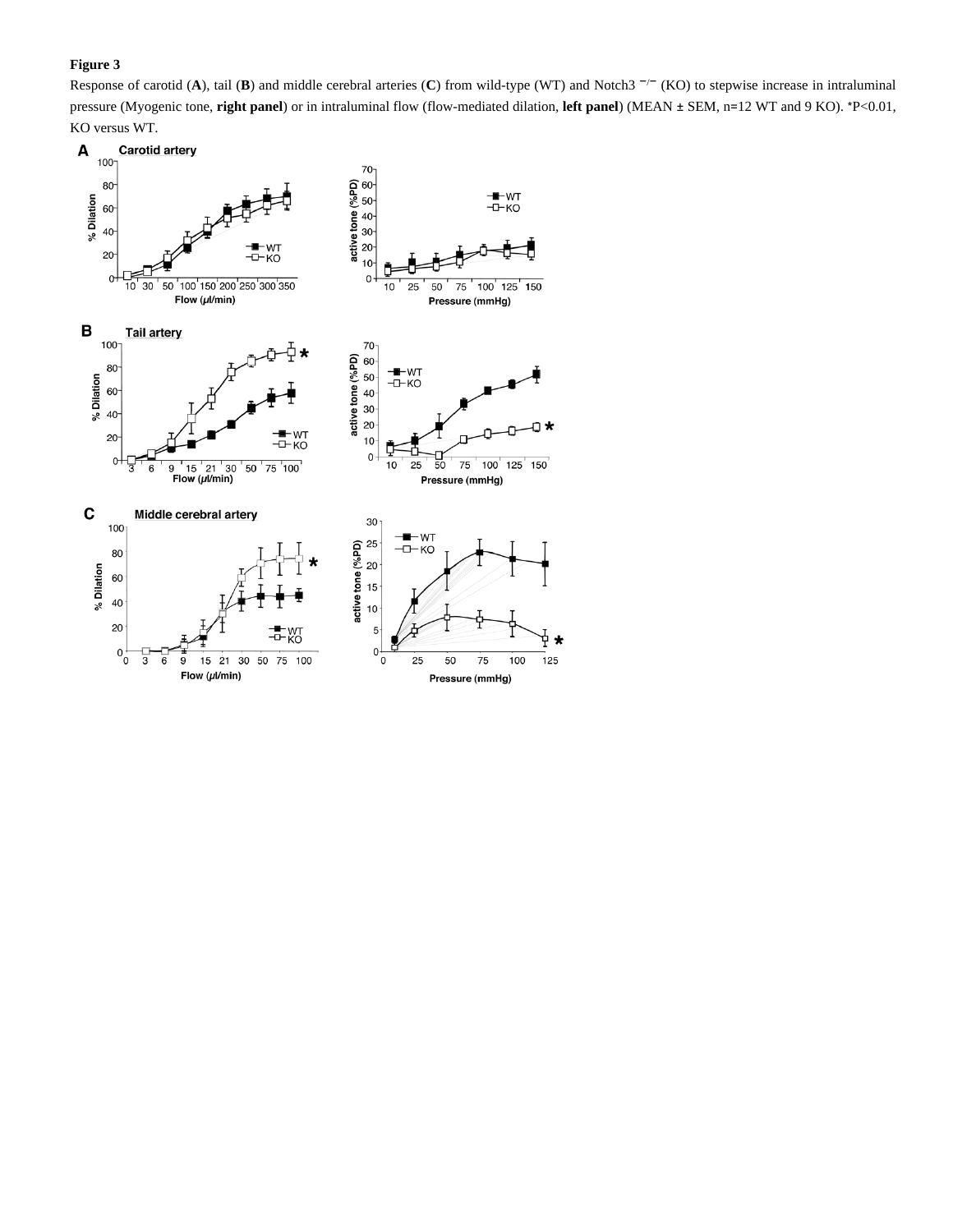**Figure 3**

Response of carotid (**A**), tail (**B**) and middle cerebral arteries (**C**) from wild-type (WT) and Notch3 $^{-/-}$ (KO) to stepwise increase in intraluminal pressure (Myogenic tone, **right panel**) or in intraluminal flow (flow-mediated dilation, **left panel**) (MEAN ± SEM, n=12 WT and 9 KO). *P<0.01, KO versus WT.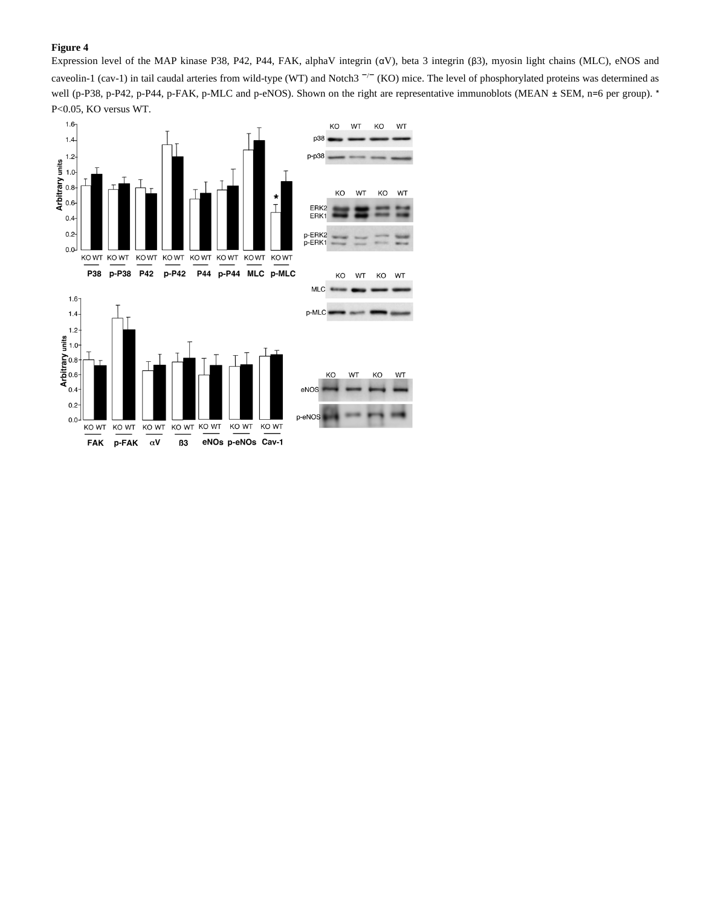**Figure 4**

Expression level of the MAP kinase P38, P42, P44, FAK, alphaV integrin (αV), beta 3 integrin (β3), myosin light chains (MLC), eNOS and caveolin-1 (cav-1) in tail caudal arteries from wild-type (WT) and Notch3 $^{-/-}$ (KO) mice. The level of phosphorylated proteins was determined as well (p-P38, p-P42, p-P44, p-FAK, p-MLC and p-eNOS). Shown on the right are representative immunoblots (MEAN ± SEM, n=6 per group). * P<0.05, KO versus WT.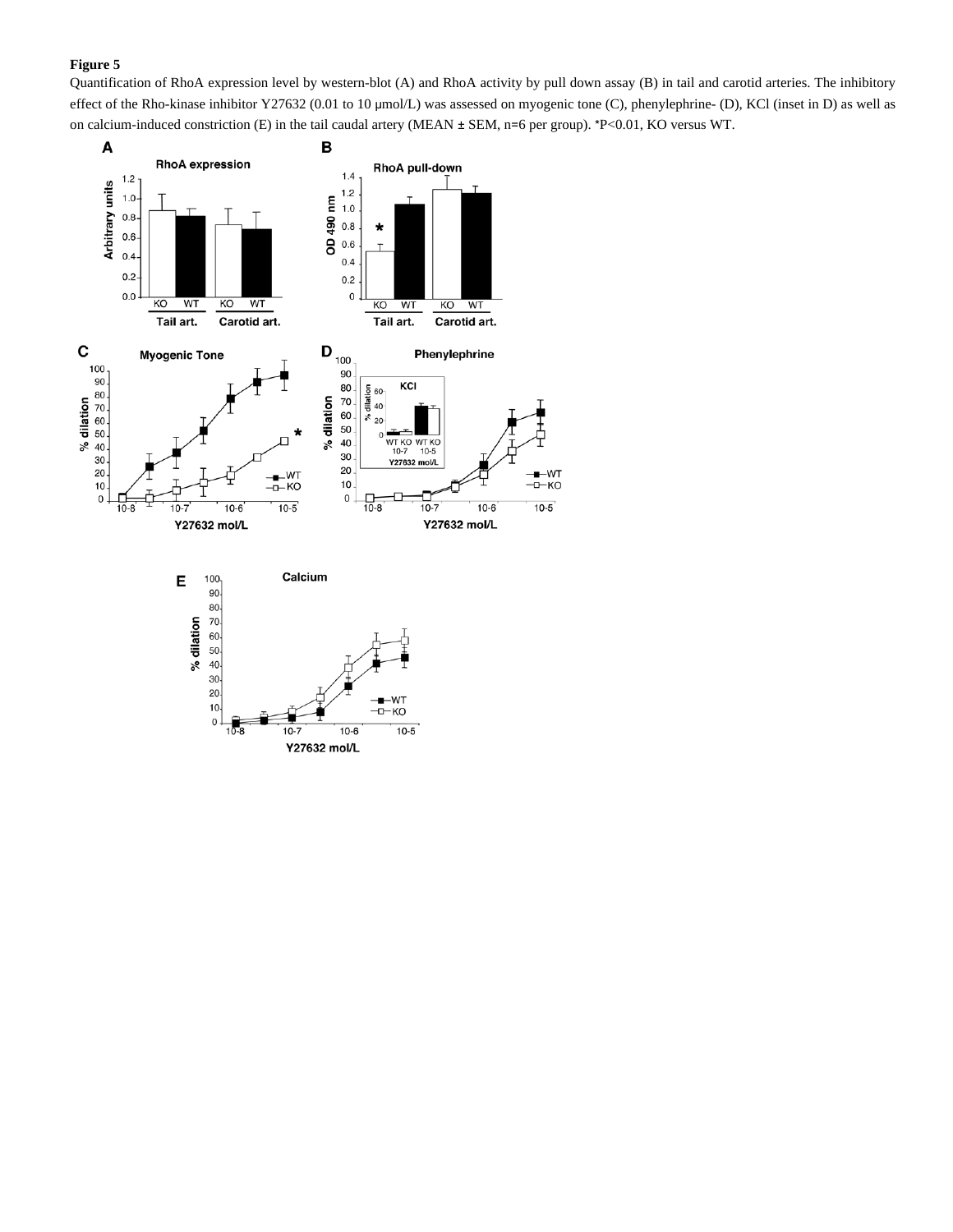**Figure 5**

Quantification of RhoA expression level by western-blot (A) and RhoA activity by pull down assay (B) in tail and carotid arteries. The inhibitory effect of the Rho-kinase inhibitor Y27632 (0.01 to 10 µmol/L) was assessed on myogenic tone (C), phenylephrine- (D), KCl (inset in D) as well as on calcium-induced constriction (E) in the tail caudal artery (MEAN ± SEM, n=6 per group). *P<0.01, KO versus WT.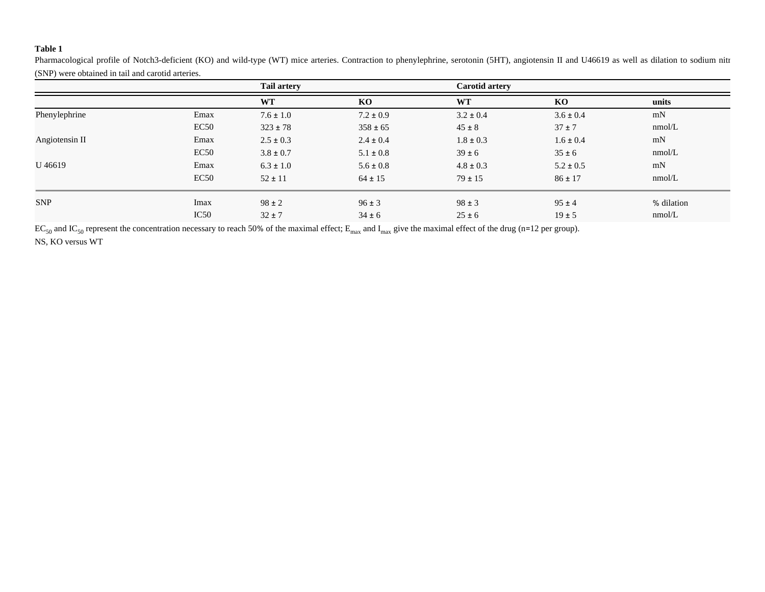**Table 1**

Pharmacological profile of Notch3-deficient (KO) and wild-type (WT) mice arteries. Contraction to phenylephrine, serotonin (5HT), angiotensin II and U46619 as well as dilation to sodium nitr (SNP) were obtained in tail and carotid arteries.

| | | Tail artery | | Carotid artery | | |
|---|---|---|---|---|---|---|
| | | **WT** | **KO** | **WT** | **KO** | **units** |
| Phenylephrine | Emax | 7.6 ± 1.0 | 7.2 ± 0.9 | 3.2 ± 0.4 | 3.6 ± 0.4 | mN |
| | EC50 | 323 ± 78 | 358 ± 65 | 45 ± 8 | 37 ± 7 | nmol/L |
| Angiotensin II | Emax | 2.5 ± 0.3 | 2.4 ± 0.4 | 1.8 ± 0.3 | 1.6 ± 0.4 | mN |
| | EC50 | 3.8 ± 0.7 | 5.1 ± 0.8 | 39 ± 6 | 35 ± 6 | nmol/L |
| U 46619 | Emax | 6.3 ± 1.0 | 5.6 ± 0.8 | 4.8 ± 0.3 | 5.2 ± 0.5 | mN |
| | EC50 | 52 ± 11 | 64 ± 15 | 79 ± 15 | 86 ± 17 | nmol/L |
| SNP | Imax | 98 ± 2 | 96 ± 3 | 98 ± 3 | 95 ± 4 | % dilation |
| | IC50 | 32 ± 7 | 34 ± 6 | 25 ± 6 | 19 ± 5 | nmol/L |

$EC_{50}$ and $IC_{50}$ represent the concentration necessary to reach 50% of the maximal effect; $E_{max}$ and $I_{max}$ give the maximal effect of the drug (n=12 per group).

NS, KO versus WT